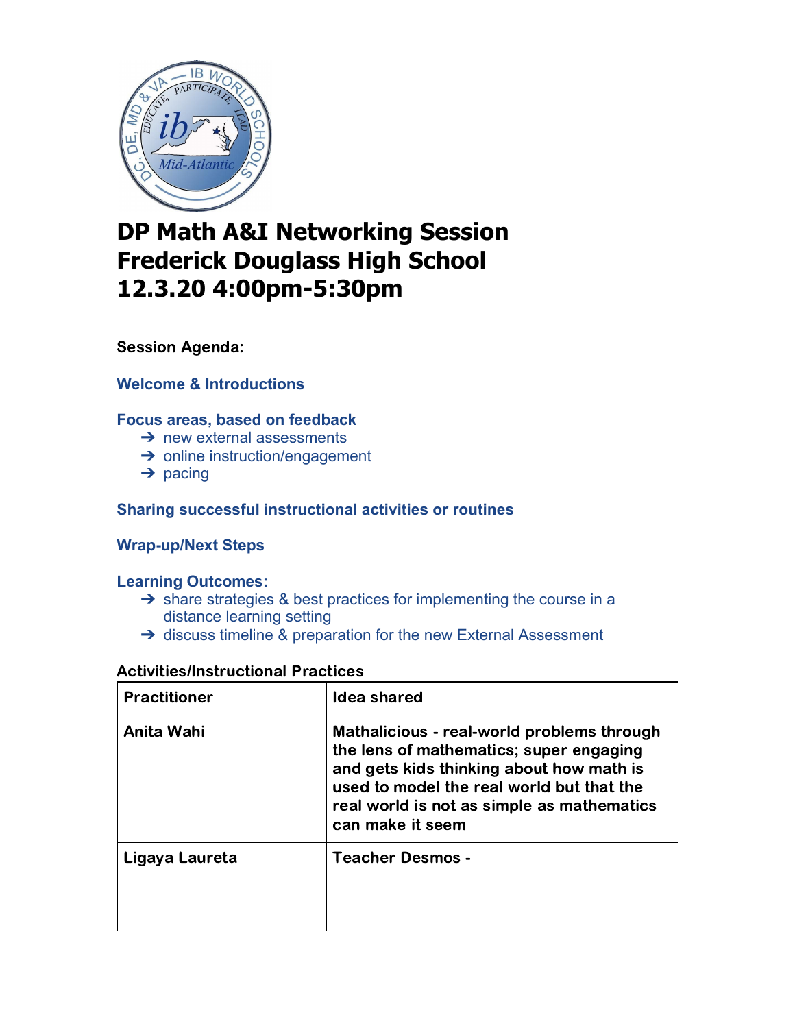# DP Math A&I Networking Session
# Frederick Douglass High School
# 12.3.20 4:00pm-5:30pm

**Session Agenda:**

### Welcome & Introductions

### Focus areas, based on feedback

- ➔ new external assessments
- ➔ online instruction/engagement
- ➔ pacing

### Sharing successful instructional activities or routines

### Wrap-up/Next Steps

### Learning Outcomes:

- ➔ share strategies & best practices for implementing the course in a distance learning setting
- ➔ discuss timeline & preparation for the new External Assessment

**Activities/Instructional Practices**

| Practitioner | Idea shared |
| --- | --- |
| **Anita Wahi** | **Mathalicious - real-world problems through the lens of mathematics; super engaging and gets kids thinking about how math is used to model the real world but that the real world is not as simple as mathematics can make it seem** |
| **Ligaya Laureta** | **Teacher Desmos -** |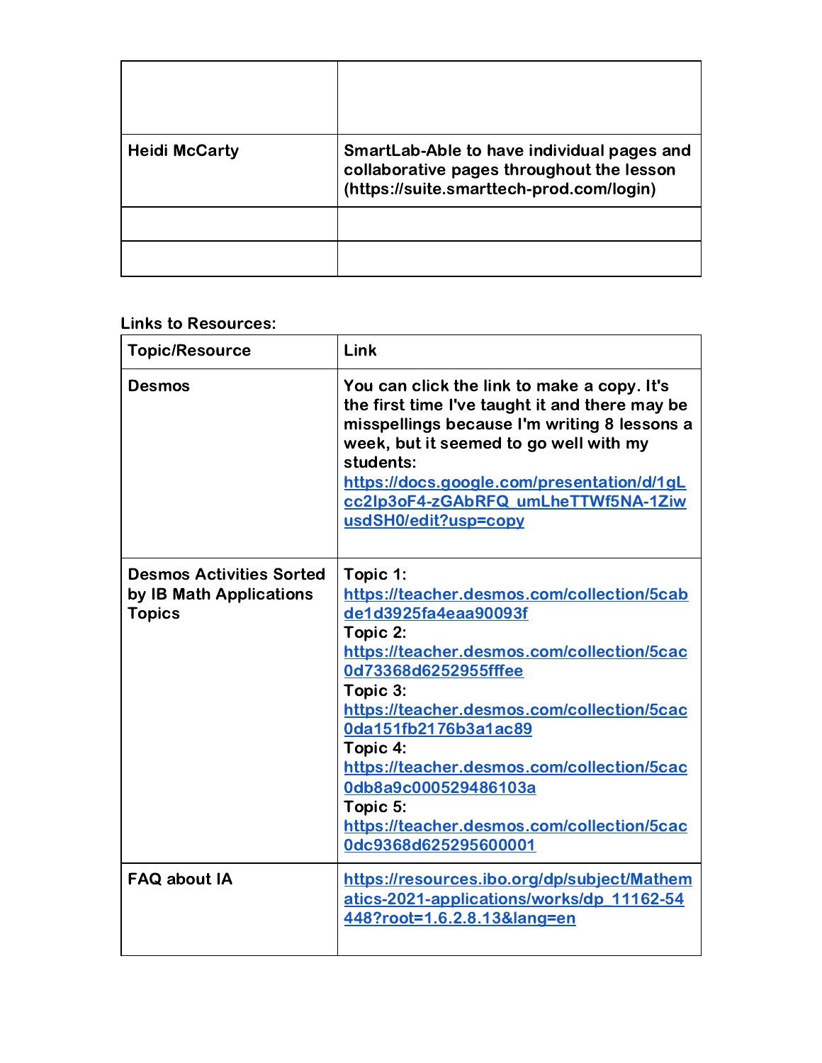| | |
|---|---|
| | |
| **Heidi McCarty** | **SmartLab-Able to have individual pages and collaborative pages throughout the lesson (https://suite.smarttech-prod.com/login)** |
| | |
| | |

**Links to Resources:**

| **Topic/Resource** | **Link** |
|---|---|
| **Desmos** | **You can click the link to make a copy. It's the first time I've taught it and there may be misspellings because I'm writing 8 lessons a week, but it seemed to go well with my students:** [https://docs.google.com/presentation/d/1gLcc2lp3oF4-zGAbRFQ_umLheTTWf5NA-1ZiwusdSH0/edit?usp=copy](https://docs.google.com/presentation/d/1gLcc2lp3oF4-zGAbRFQ_umLheTTWf5NA-1ZiwusdSH0/edit?usp=copy) |
| **Desmos Activities Sorted by IB Math Applications Topics** | **Topic 1:** [https://teacher.desmos.com/collection/5cabde1d3925fa4eaa90093f](https://teacher.desmos.com/collection/5cabde1d3925fa4eaa90093f) **Topic 2:** [https://teacher.desmos.com/collection/5cac0d73368d6252955fffee](https://teacher.desmos.com/collection/5cac0d73368d6252955fffee) **Topic 3:** [https://teacher.desmos.com/collection/5cac0da151fb2176b3a1ac89](https://teacher.desmos.com/collection/5cac0da151fb2176b3a1ac89) **Topic 4:** [https://teacher.desmos.com/collection/5cac0db8a9c000529486103a](https://teacher.desmos.com/collection/5cac0db8a9c000529486103a) **Topic 5:** [https://teacher.desmos.com/collection/5cac0dc9368d625295600001](https://teacher.desmos.com/collection/5cac0dc9368d625295600001) |
| **FAQ about IA** | [https://resources.ibo.org/dp/subject/Mathematics-2021-applications/works/dp_11162-54448?root=1.6.2.8.13&lang=en](https://resources.ibo.org/dp/subject/Mathematics-2021-applications/works/dp_11162-54448?root=1.6.2.8.13&lang=en) |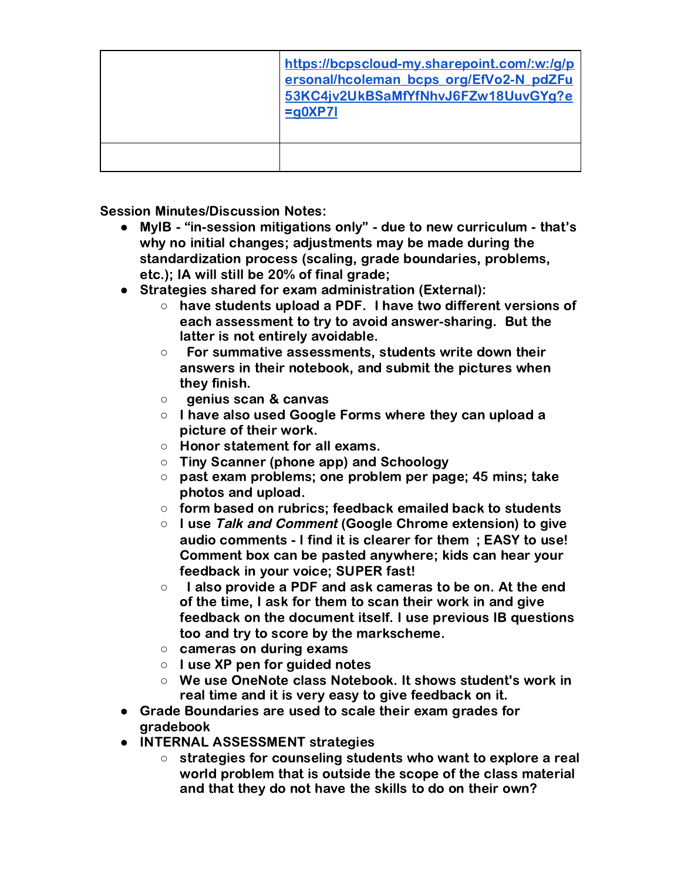| | |
|---|---|
| | [https://bcpscloud-my.sharepoint.com/:w:/g/personal/hcoleman_bcps_org/EfVo2-N_pdZFu53KC4jv2UkBSaMfYfNhvJ6FZw18UuvGYg?e=g0XP7l](https://bcpscloud-my.sharepoint.com/:w:/g/personal/hcoleman_bcps_org/EfVo2-N_pdZFu53KC4jv2UkBSaMfYfNhvJ6FZw18UuvGYg?e=g0XP7l) |
| | |

**Session Minutes/Discussion Notes:**

- **MyIB - "in-session mitigations only" - due to new curriculum - that's why no initial changes; adjustments may be made during the standardization process (scaling, grade boundaries, problems, etc.); IA will still be 20% of final grade;**
- **Strategies shared for exam administration (External):**
  - **have students upload a PDF.  I have two different versions of each assessment to try to avoid answer-sharing.  But the latter is not entirely avoidable.**
  - **For summative assessments, students write down their answers in their notebook, and submit the pictures when they finish.**
  - **genius scan & canvas**
  - **I have also used Google Forms where they can upload a picture of their work.**
  - **Honor statement for all exams.**
  - **Tiny Scanner (phone app) and Schoology**
  - **past exam problems; one problem per page; 45 mins; take photos and upload.**
  - **form based on rubrics; feedback emailed back to students**
  - **I use *Talk and Comment* (Google Chrome extension) to give audio comments - I find it is clearer for them  ; EASY to use! Comment box can be pasted anywhere; kids can hear your feedback in your voice; SUPER fast!**
  - **I also provide a PDF and ask cameras to be on. At the end of the time, I ask for them to scan their work in and give feedback on the document itself. I use previous IB questions too and try to score by the markscheme.**
  - **cameras on during exams**
  - **I use XP pen for guided notes**
  - **We use OneNote class Notebook. It shows student's work in real time and it is very easy to give feedback on it.**
- **Grade Boundaries are used to scale their exam grades for gradebook**
- **INTERNAL ASSESSMENT strategies**
  - **strategies for counseling students who want to explore a real world problem that is outside the scope of the class material and that they do not have the skills to do on their own?**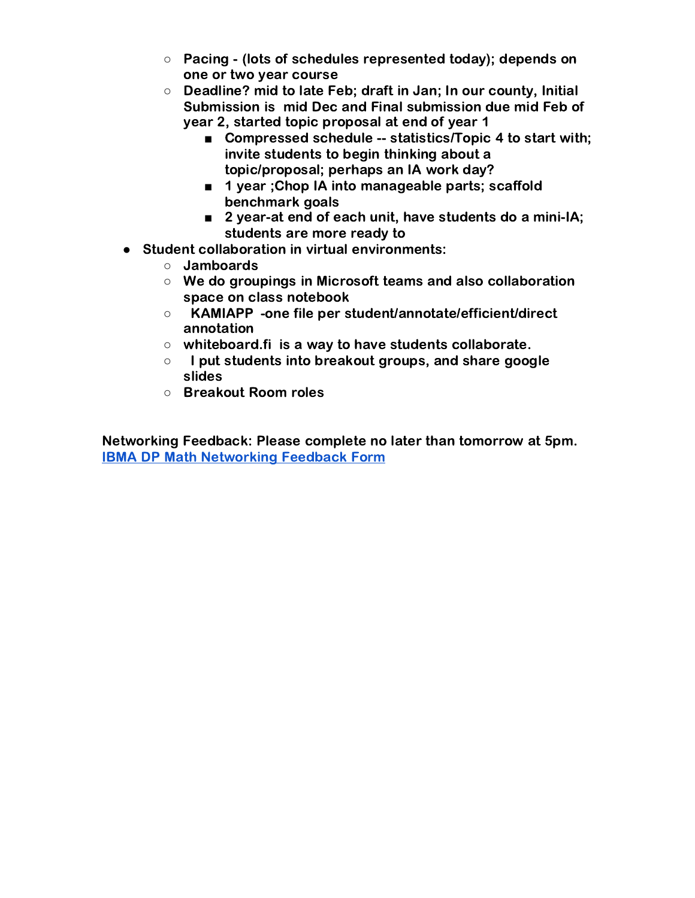- **Pacing - (lots of schedules represented today); depends on one or two year course**
    - **Deadline? mid to late Feb; draft in Jan; In our county, Initial Submission is mid Dec and Final submission due mid Feb of year 2, started topic proposal at end of year 1**
        - **Compressed schedule -- statistics/Topic 4 to start with; invite students to begin thinking about a topic/proposal; perhaps an IA work day?**
        - **1 year ;Chop IA into manageable parts; scaffold benchmark goals**
        - **2 year-at end of each unit, have students do a mini-IA; students are more ready to**
- **Student collaboration in virtual environments:**
    - **Jamboards**
    - **We do groupings in Microsoft teams and also collaboration space on class notebook**
    - **KAMIAPP -one file per student/annotate/efficient/direct annotation**
    - **whiteboard.fi is a way to have students collaborate.**
    - **I put students into breakout groups, and share google slides**
    - **Breakout Room roles**

**Networking Feedback: Please complete no later than tomorrow at 5pm.**
**[IBMA DP Math Networking Feedback Form]()**